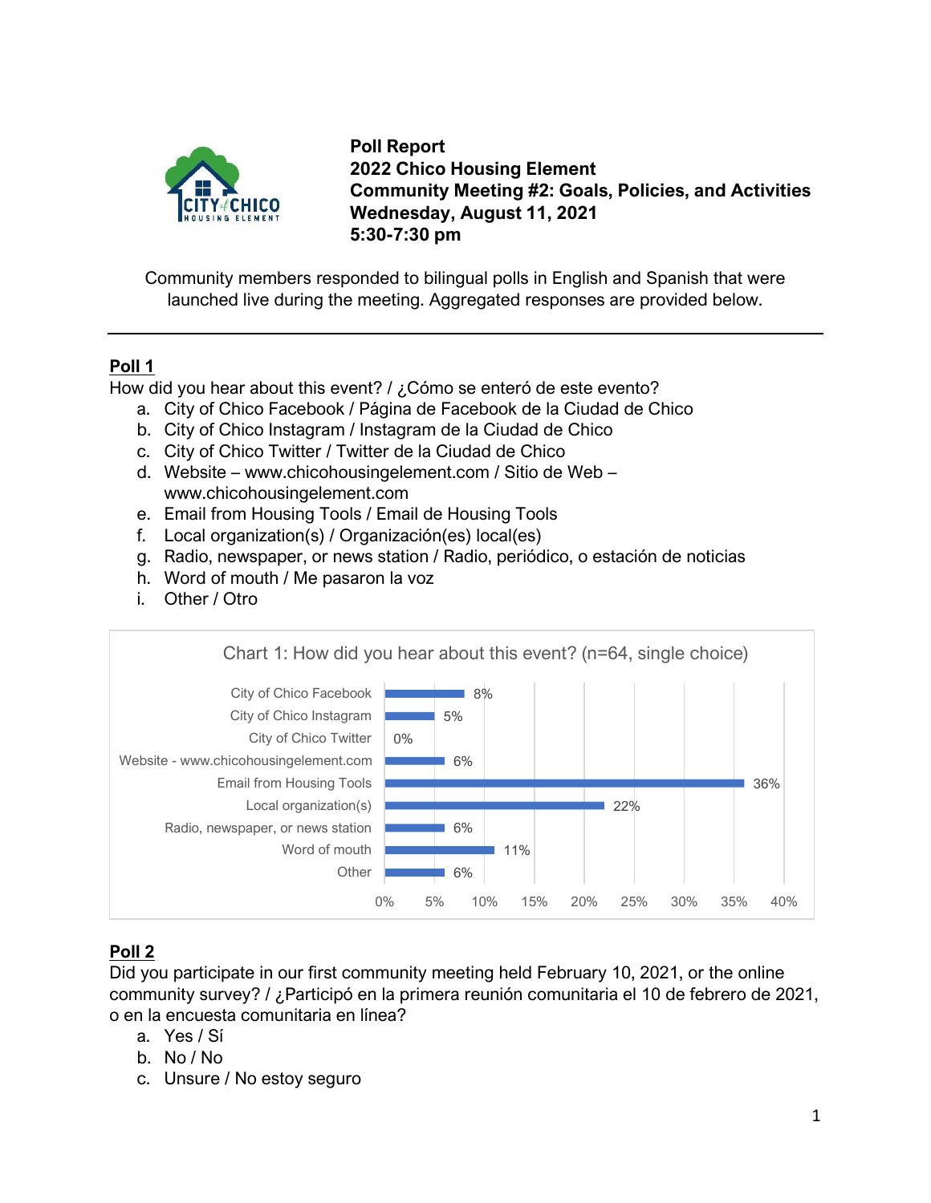**Poll Report**
**2022 Chico Housing Element**
**Community Meeting #2: Goals, Policies, and Activities**
**Wednesday, August 11, 2021**
**5:30-7:30 pm**

Community members responded to bilingual polls in English and Spanish that were launched live during the meeting. Aggregated responses are provided below.

---

## Poll 1

How did you hear about this event? / ¿Cómo se enteró de este evento?

a. City of Chico Facebook / Página de Facebook de la Ciudad de Chico
b. City of Chico Instagram / Instagram de la Ciudad de Chico
c. City of Chico Twitter / Twitter de la Ciudad de Chico
d. Website – www.chicohousingelement.com / Sitio de Web – www.chicohousingelement.com
e. Email from Housing Tools / Email de Housing Tools
f. Local organization(s) / Organización(es) local(es)
g. Radio, newspaper, or news station / Radio, periódico, o estación de noticias
h. Word of mouth / Me pasaron la voz
i. Other / Otro

Chart 1: How did you hear about this event? (n=64, single choice)

City of Chico Facebook 8%
City of Chico Instagram 5%
City of Chico Twitter 0%
Website - www.chicohousingelement.com 6%
Email from Housing Tools 36%
Local organization(s) 22%
Radio, newspaper, or news station 6%
Word of mouth 11%
Other 6%

0% 5% 10% 15% 20% 25% 30% 35% 40%

## Poll 2

Did you participate in our first community meeting held February 10, 2021, or the online community survey? / ¿Participó en la primera reunión comunitaria el 10 de febrero de 2021, o en la encuesta comunitaria en línea?

a. Yes / Sí
b. No / No
c. Unsure / No estoy seguro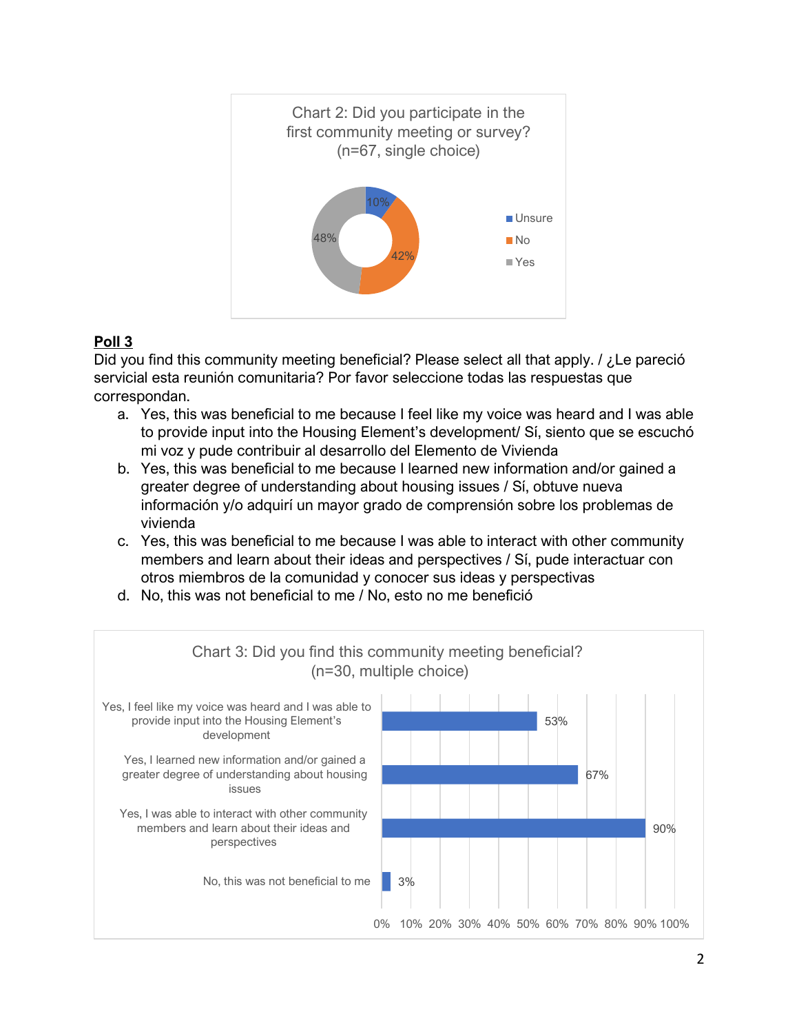Chart 2: Did you participate in the first community meeting or survey? (n=67, single choice)

10%
42%
48%

Unsure
No
Yes

**Poll 3**

Did you find this community meeting beneficial? Please select all that apply. / ¿Le pareció servicial esta reunión comunitaria? Por favor seleccione todas las respuestas que correspondan.

a. Yes, this was beneficial to me because I feel like my voice was heard and I was able to provide input into the Housing Element's development/ Sí, siento que se escuchó mi voz y pude contribuir al desarrollo del Elemento de Vivienda
b. Yes, this was beneficial to me because I learned new information and/or gained a greater degree of understanding about housing issues / Sí, obtuve nueva información y/o adquirí un mayor grado de comprensión sobre los problemas de vivienda
c. Yes, this was beneficial to me because I was able to interact with other community members and learn about their ideas and perspectives / Sí, pude interactuar con otros miembros de la comunidad y conocer sus ideas y perspectivas
d. No, this was not beneficial to me / No, esto no me benefició

Chart 3: Did you find this community meeting beneficial? (n=30, multiple choice)

Yes, I feel like my voice was heard and I was able to provide input into the Housing Element's development 53%

Yes, I learned new information and/or gained a greater degree of understanding about housing issues 67%

Yes, I was able to interact with other community members and learn about their ideas and perspectives 90%

No, this was not beneficial to me 3%

0% 10% 20% 30% 40% 50% 60% 70% 80% 90% 100%